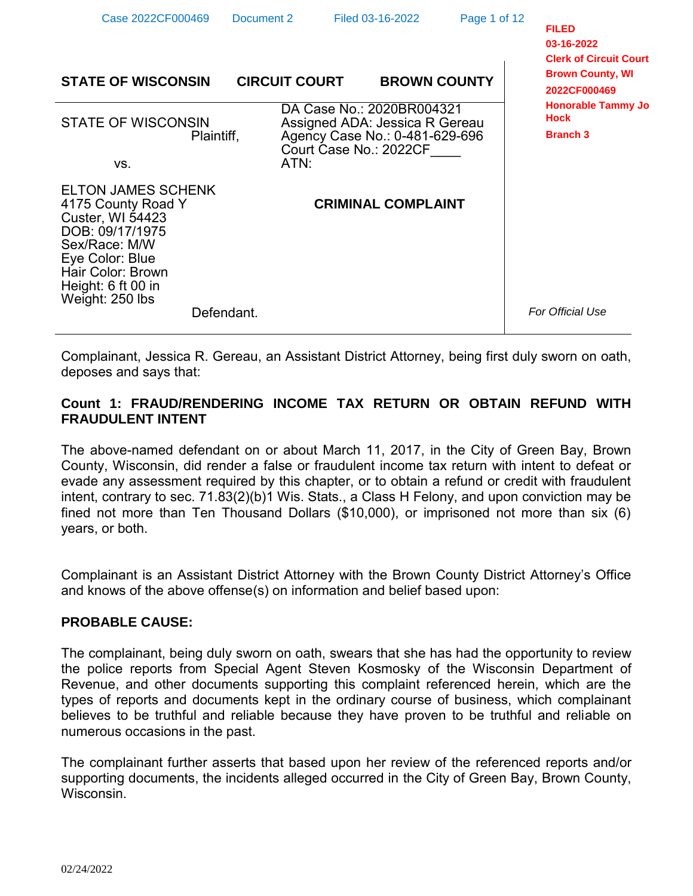**STATE OF WISCONSIN CIRCUIT COURT BROWN COUNTY**

FILED
03-16-2022
Clerk of Circuit Court
Brown County, WI
2022CF000469
Honorable Tammy Jo Hock
Branch 3

| | |
|---|---|
| STATE OF WISCONSIN<br>Plaintiff,<br><br>vs.<br><br>ELTON JAMES SCHENK<br>4175 County Road Y<br>Custer, WI 54423<br>DOB: 09/17/1975<br>Sex/Race: M/W<br>Eye Color: Blue<br>Hair Color: Brown<br>Height: 6 ft 00 in<br>Weight: 250 lbs<br>Defendant. | DA Case No.: 2020BR004321<br>Assigned ADA: Jessica R Gereau<br>Agency Case No.: 0-481-629-696<br>Court Case No.: 2022CF____<br>ATN:<br><br>**CRIMINAL COMPLAINT** |

*For Official Use*

Complainant, Jessica R. Gereau, an Assistant District Attorney, being first duly sworn on oath, deposes and says that:

**Count 1: FRAUD/RENDERING INCOME TAX RETURN OR OBTAIN REFUND WITH FRAUDULENT INTENT**

The above-named defendant on or about March 11, 2017, in the City of Green Bay, Brown County, Wisconsin, did render a false or fraudulent income tax return with intent to defeat or evade any assessment required by this chapter, or to obtain a refund or credit with fraudulent intent, contrary to sec. 71.83(2)(b)1 Wis. Stats., a Class H Felony, and upon conviction may be fined not more than Ten Thousand Dollars ($10,000), or imprisoned not more than six (6) years, or both.

Complainant is an Assistant District Attorney with the Brown County District Attorney's Office and knows of the above offense(s) on information and belief based upon:

**PROBABLE CAUSE:**

The complainant, being duly sworn on oath, swears that she has had the opportunity to review the police reports from Special Agent Steven Kosmosky of the Wisconsin Department of Revenue, and other documents supporting this complaint referenced herein, which are the types of reports and documents kept in the ordinary course of business, which complainant believes to be truthful and reliable because they have proven to be truthful and reliable on numerous occasions in the past.

The complainant further asserts that based upon her review of the referenced reports and/or supporting documents, the incidents alleged occurred in the City of Green Bay, Brown County, Wisconsin.

02/24/2022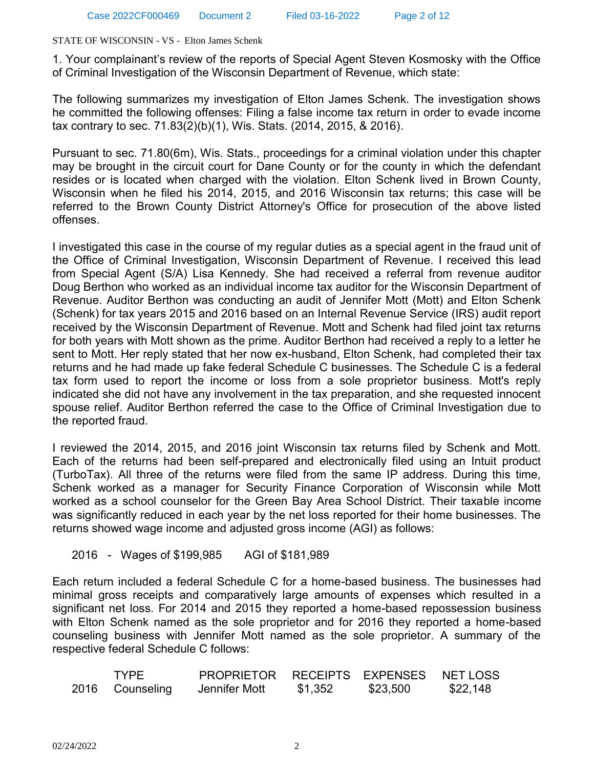STATE OF WISCONSIN - VS - Elton James Schenk

1. Your complainant's review of the reports of Special Agent Steven Kosmosky with the Office of Criminal Investigation of the Wisconsin Department of Revenue, which state:

The following summarizes my investigation of Elton James Schenk. The investigation shows he committed the following offenses: Filing a false income tax return in order to evade income tax contrary to sec. 71.83(2)(b)(1), Wis. Stats. (2014, 2015, & 2016).

Pursuant to sec. 71.80(6m), Wis. Stats., proceedings for a criminal violation under this chapter may be brought in the circuit court for Dane County or for the county in which the defendant resides or is located when charged with the violation. Elton Schenk lived in Brown County, Wisconsin when he filed his 2014, 2015, and 2016 Wisconsin tax returns; this case will be referred to the Brown County District Attorney's Office for prosecution of the above listed offenses.

I investigated this case in the course of my regular duties as a special agent in the fraud unit of the Office of Criminal Investigation, Wisconsin Department of Revenue. I received this lead from Special Agent (S/A) Lisa Kennedy. She had received a referral from revenue auditor Doug Berthon who worked as an individual income tax auditor for the Wisconsin Department of Revenue. Auditor Berthon was conducting an audit of Jennifer Mott (Mott) and Elton Schenk (Schenk) for tax years 2015 and 2016 based on an Internal Revenue Service (IRS) audit report received by the Wisconsin Department of Revenue. Mott and Schenk had filed joint tax returns for both years with Mott shown as the prime. Auditor Berthon had received a reply to a letter he sent to Mott. Her reply stated that her now ex-husband, Elton Schenk, had completed their tax returns and he had made up fake federal Schedule C businesses. The Schedule C is a federal tax form used to report the income or loss from a sole proprietor business. Mott's reply indicated she did not have any involvement in the tax preparation, and she requested innocent spouse relief. Auditor Berthon referred the case to the Office of Criminal Investigation due to the reported fraud.

I reviewed the 2014, 2015, and 2016 joint Wisconsin tax returns filed by Schenk and Mott. Each of the returns had been self-prepared and electronically filed using an Intuit product (TurboTax). All three of the returns were filed from the same IP address. During this time, Schenk worked as a manager for Security Finance Corporation of Wisconsin while Mott worked as a school counselor for the Green Bay Area School District. Their taxable income was significantly reduced in each year by the net loss reported for their home businesses. The returns showed wage income and adjusted gross income (AGI) as follows:

2016 - Wages of $199,985 AGI of $181,989

Each return included a federal Schedule C for a home-based business. The businesses had minimal gross receipts and comparatively large amounts of expenses which resulted in a significant net loss. For 2014 and 2015 they reported a home-based repossession business with Elton Schenk named as the sole proprietor and for 2016 they reported a home-based counseling business with Jennifer Mott named as the sole proprietor. A summary of the respective federal Schedule C follows:

| | TYPE | PROPRIETOR | RECEIPTS | EXPENSES | NET LOSS |
|---|---|---|---|---|---|
| 2016 | Counseling | Jennifer Mott | $1,352 | $23,500 | $22,148 |

02/24/2022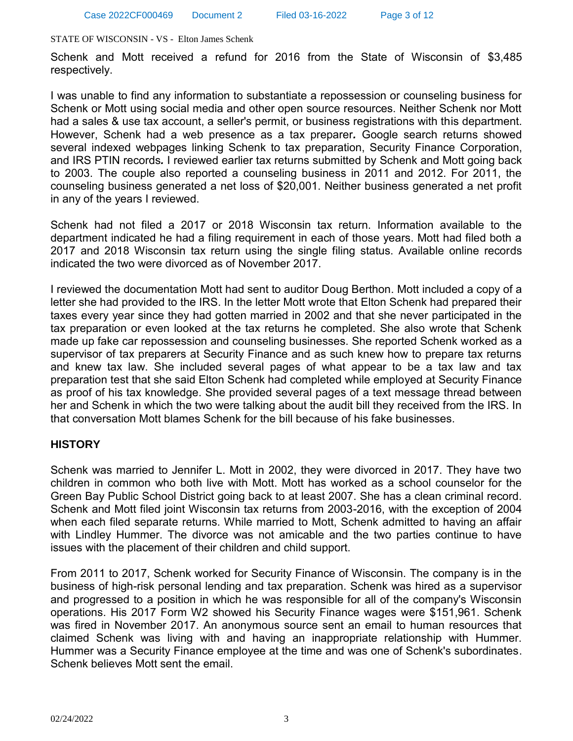Schenk and Mott received a refund for 2016 from the State of Wisconsin of $3,485 respectively.

I was unable to find any information to substantiate a repossession or counseling business for Schenk or Mott using social media and other open source resources. Neither Schenk nor Mott had a sales & use tax account, a seller's permit, or business registrations with this department. However, Schenk had a web presence as a tax preparer. Google search returns showed several indexed webpages linking Schenk to tax preparation, Security Finance Corporation, and IRS PTIN records. I reviewed earlier tax returns submitted by Schenk and Mott going back to 2003. The couple also reported a counseling business in 2011 and 2012. For 2011, the counseling business generated a net loss of $20,001. Neither business generated a net profit in any of the years I reviewed.

Schenk had not filed a 2017 or 2018 Wisconsin tax return. Information available to the department indicated he had a filing requirement in each of those years. Mott had filed both a 2017 and 2018 Wisconsin tax return using the single filing status. Available online records indicated the two were divorced as of November 2017.

I reviewed the documentation Mott had sent to auditor Doug Berthon. Mott included a copy of a letter she had provided to the IRS. In the letter Mott wrote that Elton Schenk had prepared their taxes every year since they had gotten married in 2002 and that she never participated in the tax preparation or even looked at the tax returns he completed. She also wrote that Schenk made up fake car repossession and counseling businesses. She reported Schenk worked as a supervisor of tax preparers at Security Finance and as such knew how to prepare tax returns and knew tax law. She included several pages of what appear to be a tax law and tax preparation test that she said Elton Schenk had completed while employed at Security Finance as proof of his tax knowledge. She provided several pages of a text message thread between her and Schenk in which the two were talking about the audit bill they received from the IRS. In that conversation Mott blames Schenk for the bill because of his fake businesses.

## HISTORY

Schenk was married to Jennifer L. Mott in 2002, they were divorced in 2017. They have two children in common who both live with Mott. Mott has worked as a school counselor for the Green Bay Public School District going back to at least 2007. She has a clean criminal record. Schenk and Mott filed joint Wisconsin tax returns from 2003-2016, with the exception of 2004 when each filed separate returns. While married to Mott, Schenk admitted to having an affair with Lindley Hummer. The divorce was not amicable and the two parties continue to have issues with the placement of their children and child support.

From 2011 to 2017, Schenk worked for Security Finance of Wisconsin. The company is in the business of high-risk personal lending and tax preparation. Schenk was hired as a supervisor and progressed to a position in which he was responsible for all of the company's Wisconsin operations. His 2017 Form W2 showed his Security Finance wages were $151,961. Schenk was fired in November 2017. An anonymous source sent an email to human resources that claimed Schenk was living with and having an inappropriate relationship with Hummer. Hummer was a Security Finance employee at the time and was one of Schenk's subordinates. Schenk believes Mott sent the email.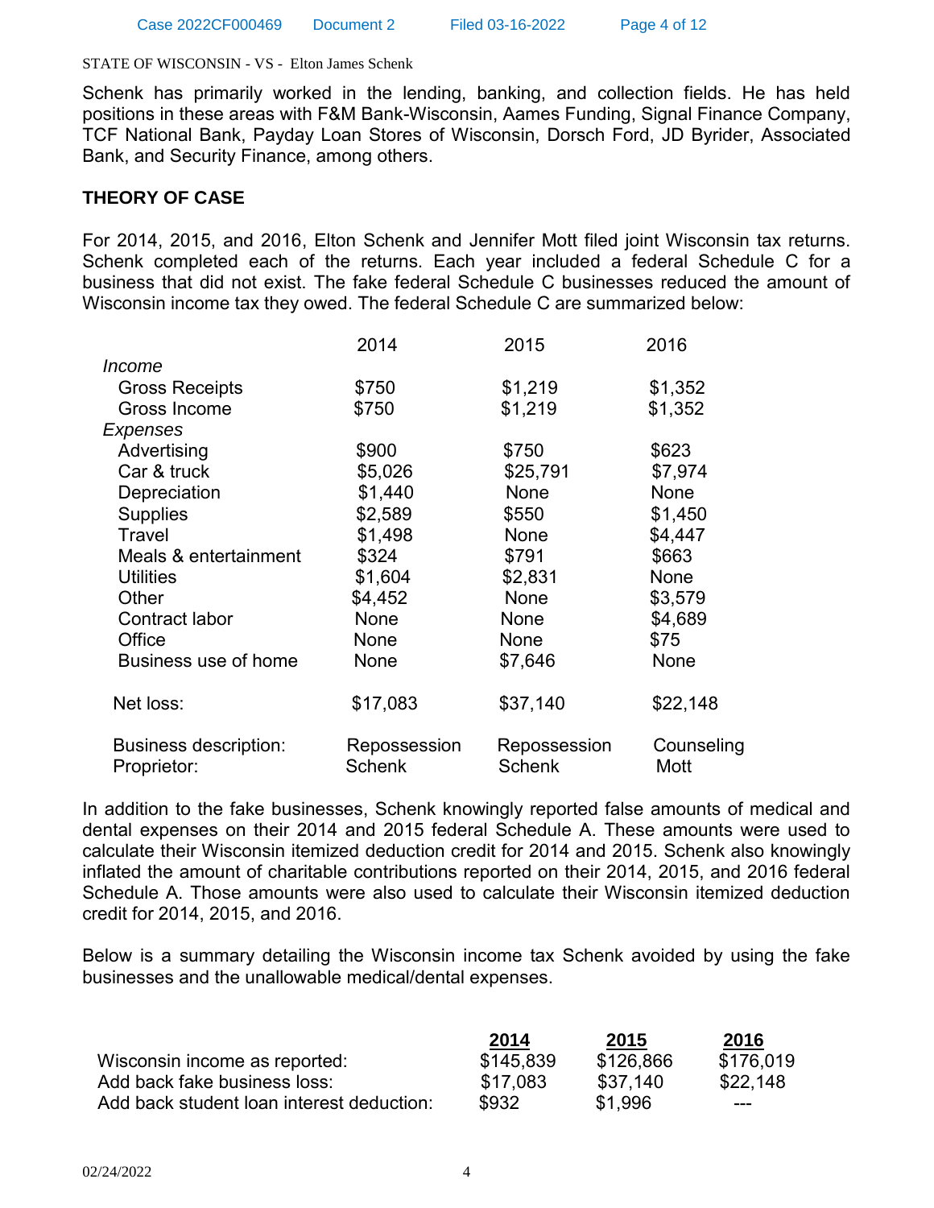STATE OF WISCONSIN - VS - Elton James Schenk

Schenk has primarily worked in the lending, banking, and collection fields. He has held positions in these areas with F&M Bank-Wisconsin, Aames Funding, Signal Finance Company, TCF National Bank, Payday Loan Stores of Wisconsin, Dorsch Ford, JD Byrider, Associated Bank, and Security Finance, among others.

## THEORY OF CASE

For 2014, 2015, and 2016, Elton Schenk and Jennifer Mott filed joint Wisconsin tax returns. Schenk completed each of the returns. Each year included a federal Schedule C for a business that did not exist. The fake federal Schedule C businesses reduced the amount of Wisconsin income tax they owed. The federal Schedule C are summarized below:

| | 2014 | 2015 | 2016 |
|---|---|---|---|
| *Income* | | | |
| Gross Receipts | $750 | $1,219 | $1,352 |
| Gross Income | $750 | $1,219 | $1,352 |
| *Expenses* | | | |
| Advertising | $900 | $750 | $623 |
| Car & truck | $5,026 | $25,791 | $7,974 |
| Depreciation | $1,440 | None | None |
| Supplies | $2,589 | $550 | $1,450 |
| Travel | $1,498 | None | $4,447 |
| Meals & entertainment | $324 | $791 | $663 |
| Utilities | $1,604 | $2,831 | None |
| Other | $4,452 | None | $3,579 |
| Contract labor | None | None | $4,689 |
| Office | None | None | $75 |
| Business use of home | None | $7,646 | None |
| Net loss: | $17,083 | $37,140 | $22,148 |
| Business description: | Repossession | Repossession | Counseling |
| Proprietor: | Schenk | Schenk | Mott |

In addition to the fake businesses, Schenk knowingly reported false amounts of medical and dental expenses on their 2014 and 2015 federal Schedule A. These amounts were used to calculate their Wisconsin itemized deduction credit for 2014 and 2015. Schenk also knowingly inflated the amount of charitable contributions reported on their 2014, 2015, and 2016 federal Schedule A. Those amounts were also used to calculate their Wisconsin itemized deduction credit for 2014, 2015, and 2016.

Below is a summary detailing the Wisconsin income tax Schenk avoided by using the fake businesses and the unallowable medical/dental expenses.

| | 2014 | 2015 | 2016 |
|---|---|---|---|
| Wisconsin income as reported: | $145,839 | $126,866 | $176,019 |
| Add back fake business loss: | $17,083 | $37,140 | $22,148 |
| Add back student loan interest deduction: | $932 | $1,996 | --- |

02/24/2022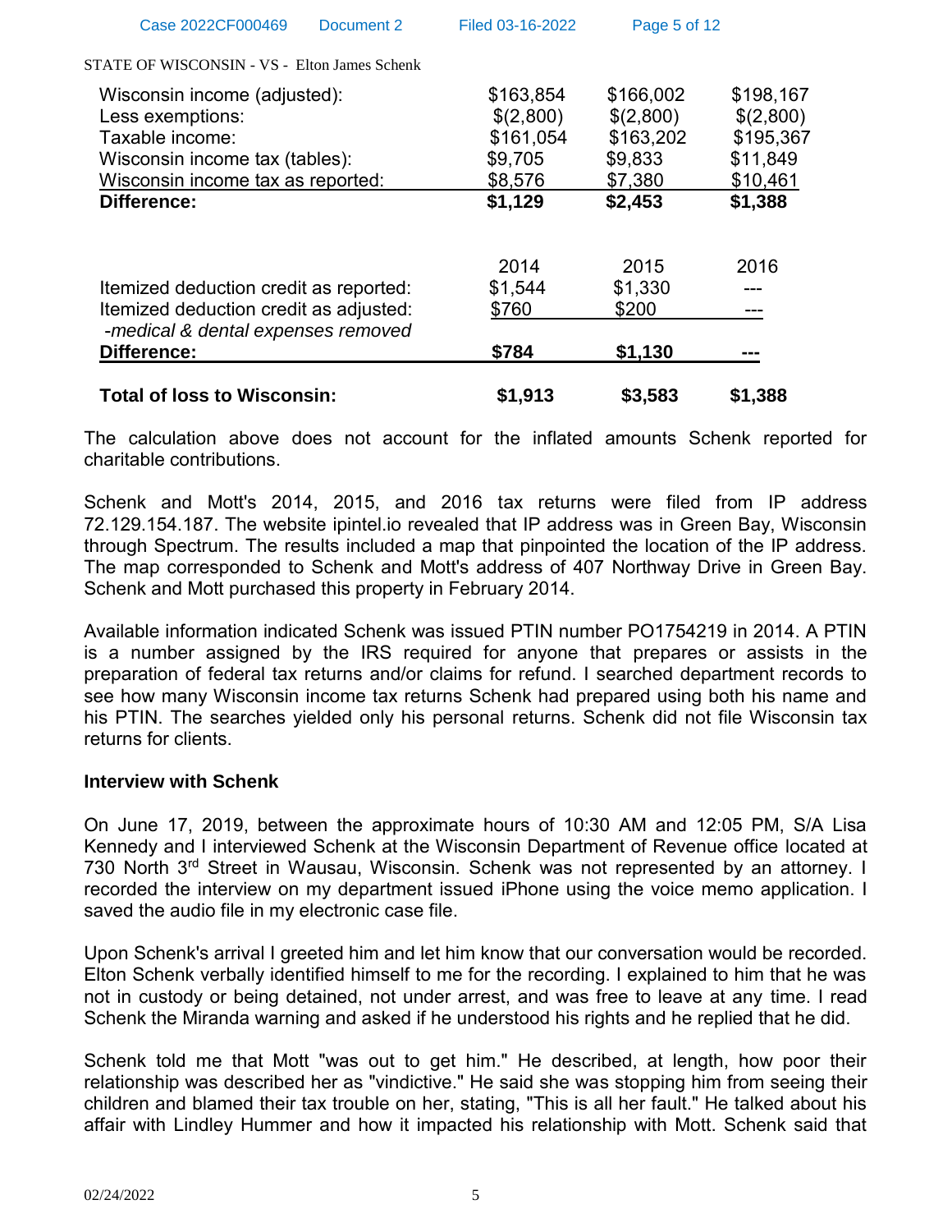STATE OF WISCONSIN - VS - Elton James Schenk

| | | | |
|---|---|---|---|
| Wisconsin income (adjusted): | $163,854 | $166,002 | $198,167 |
| Less exemptions: | $(2,800) | $(2,800) | $(2,800) |
| Taxable income: | $161,054 | $163,202 | $195,367 |
| Wisconsin income tax (tables): | $9,705 | $9,833 | $11,849 |
| Wisconsin income tax as reported: | $8,576 | $7,380 | $10,461 |
| **Difference:** | **$1,129** | **$2,453** | **$1,388** |

| | 2014 | 2015 | 2016 |
|---|---|---|---|
| Itemized deduction credit as reported: | $1,544 | $1,330 | --- |
| Itemized deduction credit as adjusted: *-medical & dental expenses removed* | $760 | $200 | --- |
| **Difference:** | **$784** | **$1,130** | **---** |
| **Total of loss to Wisconsin:** | **$1,913** | **$3,583** | **$1,388** |

The calculation above does not account for the inflated amounts Schenk reported for charitable contributions.

Schenk and Mott's 2014, 2015, and 2016 tax returns were filed from IP address 72.129.154.187. The website ipintel.io revealed that IP address was in Green Bay, Wisconsin through Spectrum. The results included a map that pinpointed the location of the IP address. The map corresponded to Schenk and Mott's address of 407 Northway Drive in Green Bay. Schenk and Mott purchased this property in February 2014.

Available information indicated Schenk was issued PTIN number PO1754219 in 2014. A PTIN is a number assigned by the IRS required for anyone that prepares or assists in the preparation of federal tax returns and/or claims for refund. I searched department records to see how many Wisconsin income tax returns Schenk had prepared using both his name and his PTIN. The searches yielded only his personal returns. Schenk did not file Wisconsin tax returns for clients.

**Interview with Schenk**

On June 17, 2019, between the approximate hours of 10:30 AM and 12:05 PM, S/A Lisa Kennedy and I interviewed Schenk at the Wisconsin Department of Revenue office located at 730 North 3rd Street in Wausau, Wisconsin. Schenk was not represented by an attorney. I recorded the interview on my department issued iPhone using the voice memo application. I saved the audio file in my electronic case file.

Upon Schenk's arrival I greeted him and let him know that our conversation would be recorded. Elton Schenk verbally identified himself to me for the recording. I explained to him that he was not in custody or being detained, not under arrest, and was free to leave at any time. I read Schenk the Miranda warning and asked if he understood his rights and he replied that he did.

Schenk told me that Mott "was out to get him." He described, at length, how poor their relationship was described her as "vindictive." He said she was stopping him from seeing their children and blamed their tax trouble on her, stating, "This is all her fault." He talked about his affair with Lindley Hummer and how it impacted his relationship with Mott. Schenk said that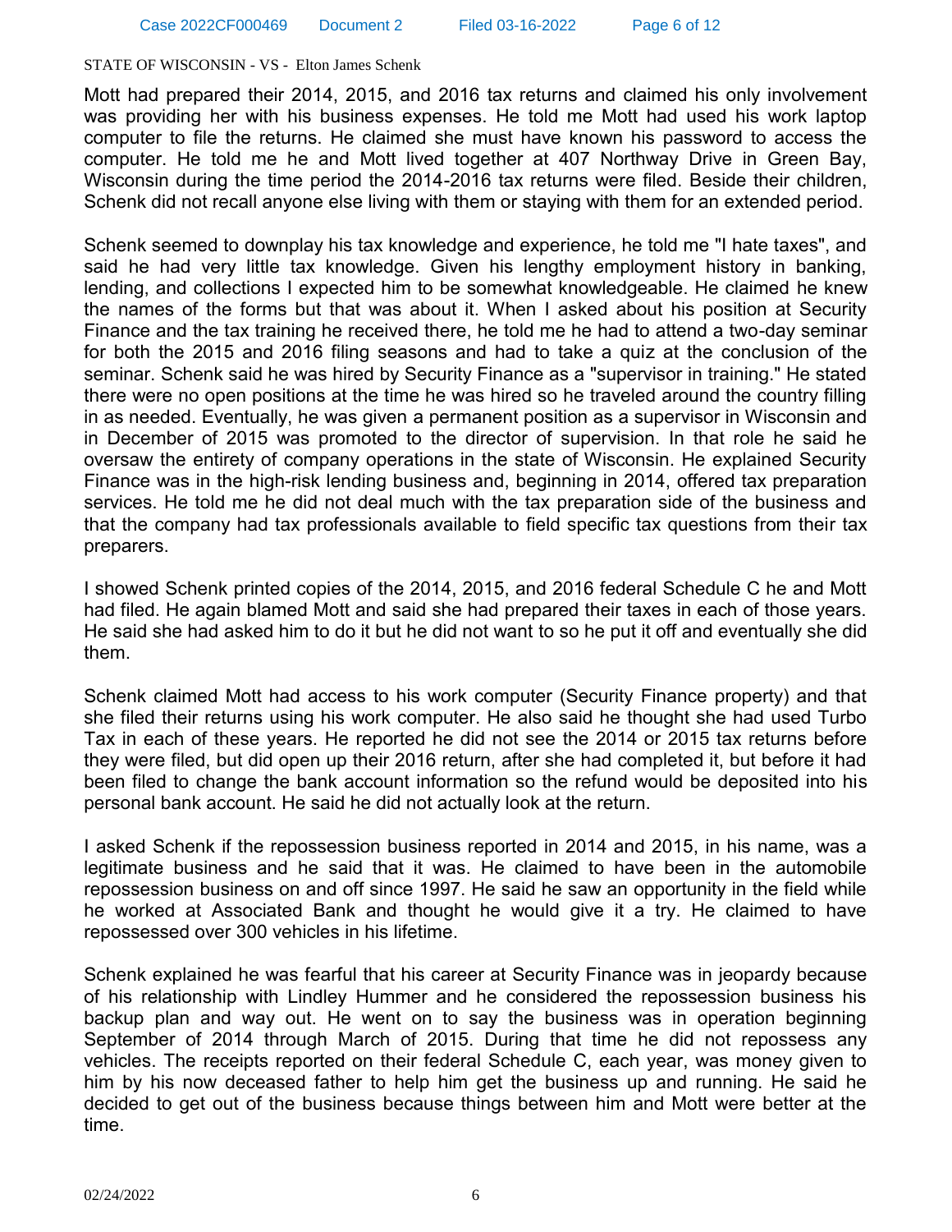STATE OF WISCONSIN - VS - Elton James Schenk

Mott had prepared their 2014, 2015, and 2016 tax returns and claimed his only involvement was providing her with his business expenses. He told me Mott had used his work laptop computer to file the returns. He claimed she must have known his password to access the computer. He told me he and Mott lived together at 407 Northway Drive in Green Bay, Wisconsin during the time period the 2014-2016 tax returns were filed. Beside their children, Schenk did not recall anyone else living with them or staying with them for an extended period.

Schenk seemed to downplay his tax knowledge and experience, he told me "I hate taxes", and said he had very little tax knowledge. Given his lengthy employment history in banking, lending, and collections I expected him to be somewhat knowledgeable. He claimed he knew the names of the forms but that was about it. When I asked about his position at Security Finance and the tax training he received there, he told me he had to attend a two-day seminar for both the 2015 and 2016 filing seasons and had to take a quiz at the conclusion of the seminar. Schenk said he was hired by Security Finance as a "supervisor in training." He stated there were no open positions at the time he was hired so he traveled around the country filling in as needed. Eventually, he was given a permanent position as a supervisor in Wisconsin and in December of 2015 was promoted to the director of supervision. In that role he said he oversaw the entirety of company operations in the state of Wisconsin. He explained Security Finance was in the high-risk lending business and, beginning in 2014, offered tax preparation services. He told me he did not deal much with the tax preparation side of the business and that the company had tax professionals available to field specific tax questions from their tax preparers.

I showed Schenk printed copies of the 2014, 2015, and 2016 federal Schedule C he and Mott had filed. He again blamed Mott and said she had prepared their taxes in each of those years. He said she had asked him to do it but he did not want to so he put it off and eventually she did them.

Schenk claimed Mott had access to his work computer (Security Finance property) and that she filed their returns using his work computer. He also said he thought she had used Turbo Tax in each of these years. He reported he did not see the 2014 or 2015 tax returns before they were filed, but did open up their 2016 return, after she had completed it, but before it had been filed to change the bank account information so the refund would be deposited into his personal bank account. He said he did not actually look at the return.

I asked Schenk if the repossession business reported in 2014 and 2015, in his name, was a legitimate business and he said that it was. He claimed to have been in the automobile repossession business on and off since 1997. He said he saw an opportunity in the field while he worked at Associated Bank and thought he would give it a try. He claimed to have repossessed over 300 vehicles in his lifetime.

Schenk explained he was fearful that his career at Security Finance was in jeopardy because of his relationship with Lindley Hummer and he considered the repossession business his backup plan and way out. He went on to say the business was in operation beginning September of 2014 through March of 2015. During that time he did not repossess any vehicles. The receipts reported on their federal Schedule C, each year, was money given to him by his now deceased father to help him get the business up and running. He said he decided to get out of the business because things between him and Mott were better at the time.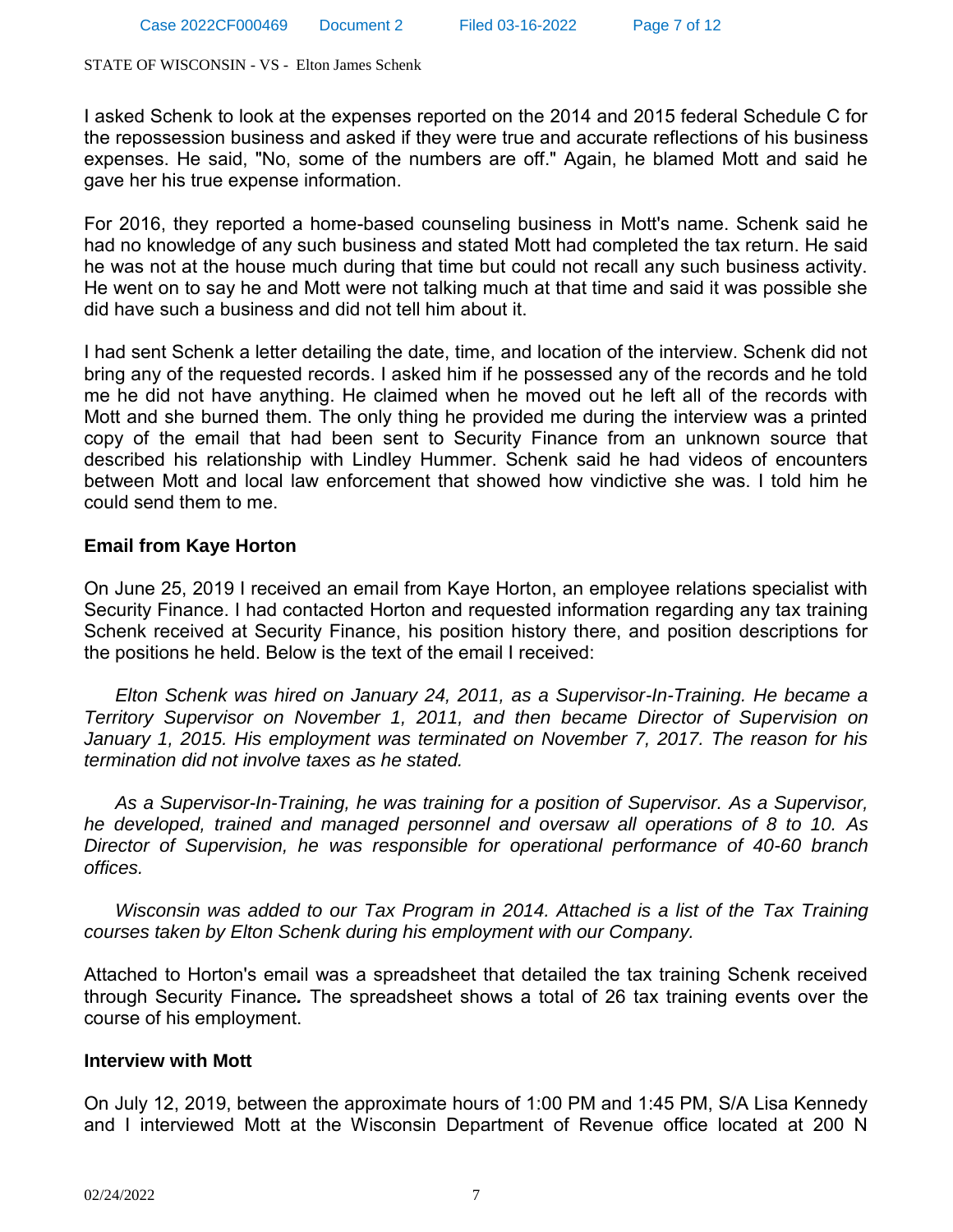I asked Schenk to look at the expenses reported on the 2014 and 2015 federal Schedule C for the repossession business and asked if they were true and accurate reflections of his business expenses. He said, "No, some of the numbers are off." Again, he blamed Mott and said he gave her his true expense information.

For 2016, they reported a home-based counseling business in Mott's name. Schenk said he had no knowledge of any such business and stated Mott had completed the tax return. He said he was not at the house much during that time but could not recall any such business activity. He went on to say he and Mott were not talking much at that time and said it was possible she did have such a business and did not tell him about it.

I had sent Schenk a letter detailing the date, time, and location of the interview. Schenk did not bring any of the requested records. I asked him if he possessed any of the records and he told me he did not have anything. He claimed when he moved out he left all of the records with Mott and she burned them. The only thing he provided me during the interview was a printed copy of the email that had been sent to Security Finance from an unknown source that described his relationship with Lindley Hummer. Schenk said he had videos of encounters between Mott and local law enforcement that showed how vindictive she was. I told him he could send them to me.

**Email from Kaye Horton**

On June 25, 2019 I received an email from Kaye Horton, an employee relations specialist with Security Finance. I had contacted Horton and requested information regarding any tax training Schenk received at Security Finance, his position history there, and position descriptions for the positions he held. Below is the text of the email I received:

*Elton Schenk was hired on January 24, 2011, as a Supervisor-In-Training. He became a Territory Supervisor on November 1, 2011, and then became Director of Supervision on January 1, 2015. His employment was terminated on November 7, 2017. The reason for his termination did not involve taxes as he stated.*

*As a Supervisor-In-Training, he was training for a position of Supervisor. As a Supervisor, he developed, trained and managed personnel and oversaw all operations of 8 to 10. As Director of Supervision, he was responsible for operational performance of 40-60 branch offices.*

*Wisconsin was added to our Tax Program in 2014. Attached is a list of the Tax Training courses taken by Elton Schenk during his employment with our Company.*

Attached to Horton's email was a spreadsheet that detailed the tax training Schenk received through Security Finance*.* The spreadsheet shows a total of 26 tax training events over the course of his employment.

**Interview with Mott**

On July 12, 2019, between the approximate hours of 1:00 PM and 1:45 PM, S/A Lisa Kennedy and I interviewed Mott at the Wisconsin Department of Revenue office located at 200 N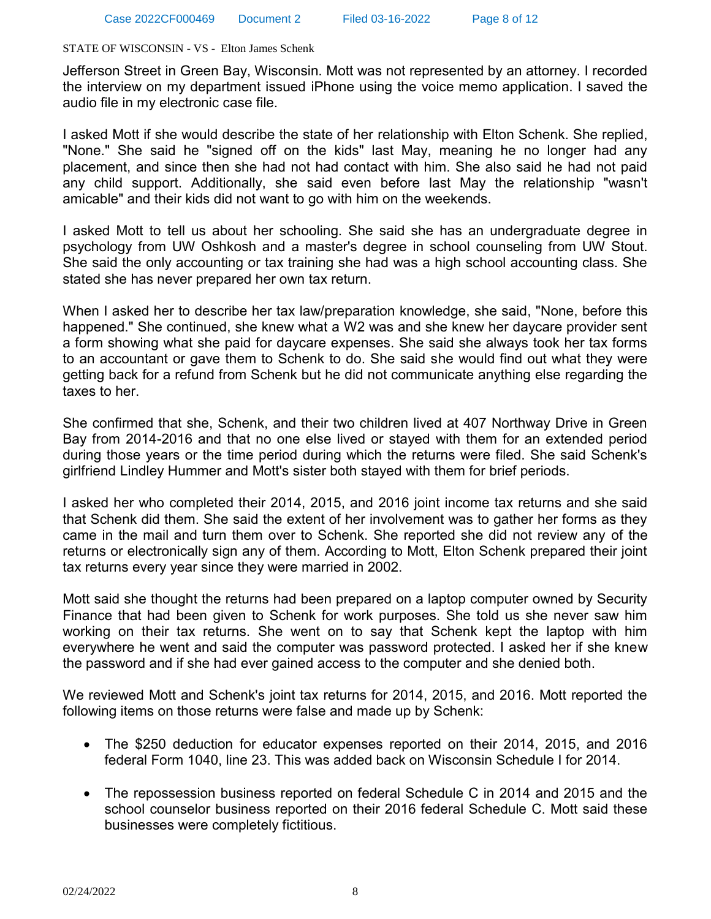Jefferson Street in Green Bay, Wisconsin. Mott was not represented by an attorney. I recorded the interview on my department issued iPhone using the voice memo application. I saved the audio file in my electronic case file.

I asked Mott if she would describe the state of her relationship with Elton Schenk. She replied, "None." She said he "signed off on the kids" last May, meaning he no longer had any placement, and since then she had not had contact with him. She also said he had not paid any child support. Additionally, she said even before last May the relationship "wasn't amicable" and their kids did not want to go with him on the weekends.

I asked Mott to tell us about her schooling. She said she has an undergraduate degree in psychology from UW Oshkosh and a master's degree in school counseling from UW Stout. She said the only accounting or tax training she had was a high school accounting class. She stated she has never prepared her own tax return.

When I asked her to describe her tax law/preparation knowledge, she said, "None, before this happened." She continued, she knew what a W2 was and she knew her daycare provider sent a form showing what she paid for daycare expenses. She said she always took her tax forms to an accountant or gave them to Schenk to do. She said she would find out what they were getting back for a refund from Schenk but he did not communicate anything else regarding the taxes to her.

She confirmed that she, Schenk, and their two children lived at 407 Northway Drive in Green Bay from 2014-2016 and that no one else lived or stayed with them for an extended period during those years or the time period during which the returns were filed. She said Schenk's girlfriend Lindley Hummer and Mott's sister both stayed with them for brief periods.

I asked her who completed their 2014, 2015, and 2016 joint income tax returns and she said that Schenk did them. She said the extent of her involvement was to gather her forms as they came in the mail and turn them over to Schenk. She reported she did not review any of the returns or electronically sign any of them. According to Mott, Elton Schenk prepared their joint tax returns every year since they were married in 2002.

Mott said she thought the returns had been prepared on a laptop computer owned by Security Finance that had been given to Schenk for work purposes. She told us she never saw him working on their tax returns. She went on to say that Schenk kept the laptop with him everywhere he went and said the computer was password protected. I asked her if she knew the password and if she had ever gained access to the computer and she denied both.

We reviewed Mott and Schenk's joint tax returns for 2014, 2015, and 2016. Mott reported the following items on those returns were false and made up by Schenk:

- The $250 deduction for educator expenses reported on their 2014, 2015, and 2016 federal Form 1040, line 23. This was added back on Wisconsin Schedule I for 2014.
- The repossession business reported on federal Schedule C in 2014 and 2015 and the school counselor business reported on their 2016 federal Schedule C. Mott said these businesses were completely fictitious.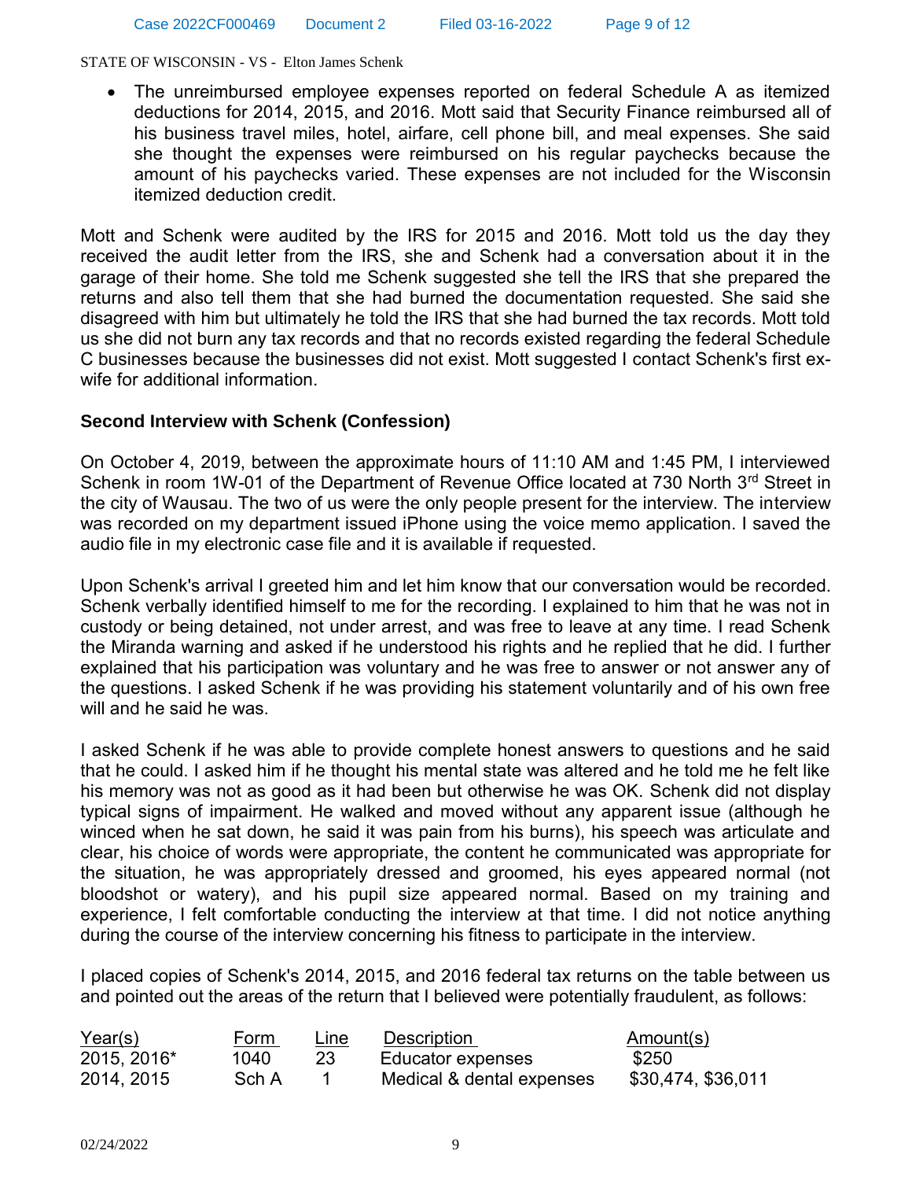- The unreimbursed employee expenses reported on federal Schedule A as itemized deductions for 2014, 2015, and 2016. Mott said that Security Finance reimbursed all of his business travel miles, hotel, airfare, cell phone bill, and meal expenses. She said she thought the expenses were reimbursed on his regular paychecks because the amount of his paychecks varied. These expenses are not included for the Wisconsin itemized deduction credit.

Mott and Schenk were audited by the IRS for 2015 and 2016. Mott told us the day they received the audit letter from the IRS, she and Schenk had a conversation about it in the garage of their home. She told me Schenk suggested she tell the IRS that she prepared the returns and also tell them that she had burned the documentation requested. She said she disagreed with him but ultimately he told the IRS that she had burned the tax records. Mott told us she did not burn any tax records and that no records existed regarding the federal Schedule C businesses because the businesses did not exist. Mott suggested I contact Schenk's first ex-wife for additional information.

**Second Interview with Schenk (Confession)**

On October 4, 2019, between the approximate hours of 11:10 AM and 1:45 PM, I interviewed Schenk in room 1W-01 of the Department of Revenue Office located at 730 North 3rd Street in the city of Wausau. The two of us were the only people present for the interview. The interview was recorded on my department issued iPhone using the voice memo application. I saved the audio file in my electronic case file and it is available if requested.

Upon Schenk's arrival I greeted him and let him know that our conversation would be recorded. Schenk verbally identified himself to me for the recording. I explained to him that he was not in custody or being detained, not under arrest, and was free to leave at any time. I read Schenk the Miranda warning and asked if he understood his rights and he replied that he did. I further explained that his participation was voluntary and he was free to answer or not answer any of the questions. I asked Schenk if he was providing his statement voluntarily and of his own free will and he said he was.

I asked Schenk if he was able to provide complete honest answers to questions and he said that he could. I asked him if he thought his mental state was altered and he told me he felt like his memory was not as good as it had been but otherwise he was OK. Schenk did not display typical signs of impairment. He walked and moved without any apparent issue (although he winced when he sat down, he said it was pain from his burns), his speech was articulate and clear, his choice of words were appropriate, the content he communicated was appropriate for the situation, he was appropriately dressed and groomed, his eyes appeared normal (not bloodshot or watery), and his pupil size appeared normal. Based on my training and experience, I felt comfortable conducting the interview at that time. I did not notice anything during the course of the interview concerning his fitness to participate in the interview.

I placed copies of Schenk's 2014, 2015, and 2016 federal tax returns on the table between us and pointed out the areas of the return that I believed were potentially fraudulent, as follows:

| Year(s) | Form | Line | Description | Amount(s) |
|---|---|---|---|---|
| 2015, 2016* | 1040 | 23 | Educator expenses | $250 |
| 2014, 2015 | Sch A | 1 | Medical & dental expenses | $30,474, $36,011 |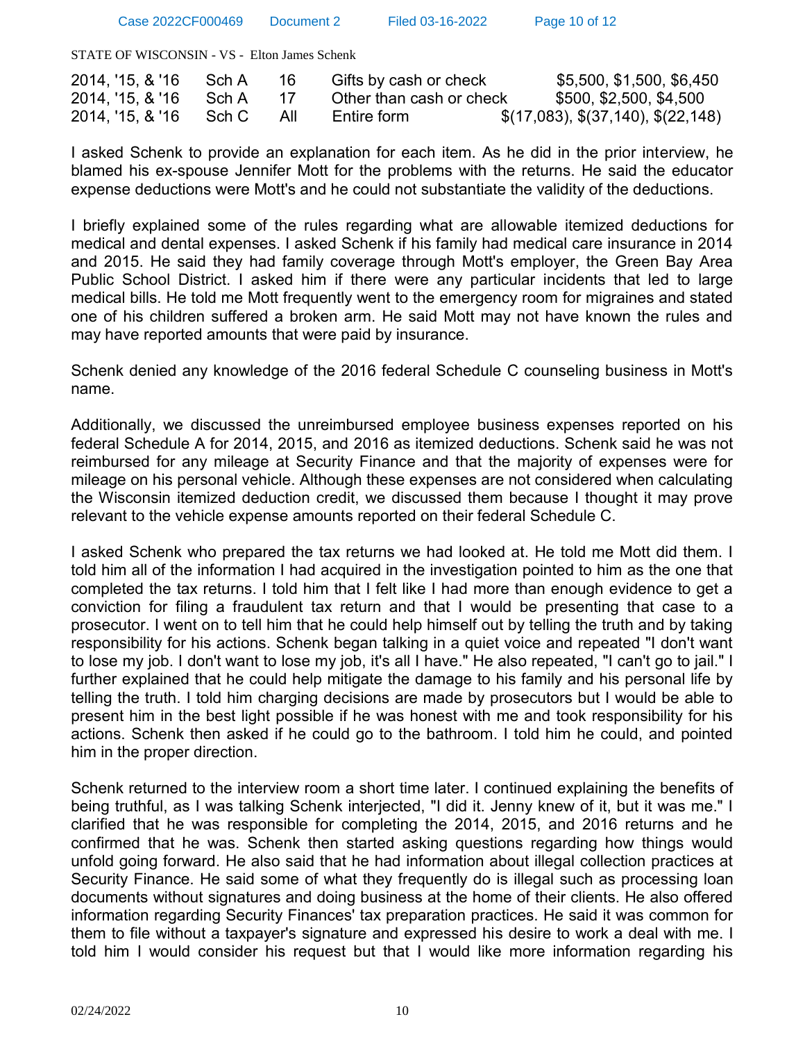STATE OF WISCONSIN - VS - Elton James Schenk

| | | | | |
|---|---|---|---|---|
| 2014, '15, & '16 | Sch A | 16 | Gifts by cash or check | $5,500, $1,500, $6,450 |
| 2014, '15, & '16 | Sch A | 17 | Other than cash or check | $500, $2,500, $4,500 |
| 2014, '15, & '16 | Sch C | All | Entire form | $(17,083), $(37,140), $(22,148) |

I asked Schenk to provide an explanation for each item. As he did in the prior interview, he blamed his ex-spouse Jennifer Mott for the problems with the returns. He said the educator expense deductions were Mott's and he could not substantiate the validity of the deductions.

I briefly explained some of the rules regarding what are allowable itemized deductions for medical and dental expenses. I asked Schenk if his family had medical care insurance in 2014 and 2015. He said they had family coverage through Mott's employer, the Green Bay Area Public School District. I asked him if there were any particular incidents that led to large medical bills. He told me Mott frequently went to the emergency room for migraines and stated one of his children suffered a broken arm. He said Mott may not have known the rules and may have reported amounts that were paid by insurance.

Schenk denied any knowledge of the 2016 federal Schedule C counseling business in Mott's name.

Additionally, we discussed the unreimbursed employee business expenses reported on his federal Schedule A for 2014, 2015, and 2016 as itemized deductions. Schenk said he was not reimbursed for any mileage at Security Finance and that the majority of expenses were for mileage on his personal vehicle. Although these expenses are not considered when calculating the Wisconsin itemized deduction credit, we discussed them because I thought it may prove relevant to the vehicle expense amounts reported on their federal Schedule C.

I asked Schenk who prepared the tax returns we had looked at. He told me Mott did them. I told him all of the information I had acquired in the investigation pointed to him as the one that completed the tax returns. I told him that I felt like I had more than enough evidence to get a conviction for filing a fraudulent tax return and that I would be presenting that case to a prosecutor. I went on to tell him that he could help himself out by telling the truth and by taking responsibility for his actions. Schenk began talking in a quiet voice and repeated "I don't want to lose my job. I don't want to lose my job, it's all I have." He also repeated, "I can't go to jail." I further explained that he could help mitigate the damage to his family and his personal life by telling the truth. I told him charging decisions are made by prosecutors but I would be able to present him in the best light possible if he was honest with me and took responsibility for his actions. Schenk then asked if he could go to the bathroom. I told him he could, and pointed him in the proper direction.

Schenk returned to the interview room a short time later. I continued explaining the benefits of being truthful, as I was talking Schenk interjected, "I did it. Jenny knew of it, but it was me." I clarified that he was responsible for completing the 2014, 2015, and 2016 returns and he confirmed that he was. Schenk then started asking questions regarding how things would unfold going forward. He also said that he had information about illegal collection practices at Security Finance. He said some of what they frequently do is illegal such as processing loan documents without signatures and doing business at the home of their clients. He also offered information regarding Security Finances' tax preparation practices. He said it was common for them to file without a taxpayer's signature and expressed his desire to work a deal with me. I told him I would consider his request but that I would like more information regarding his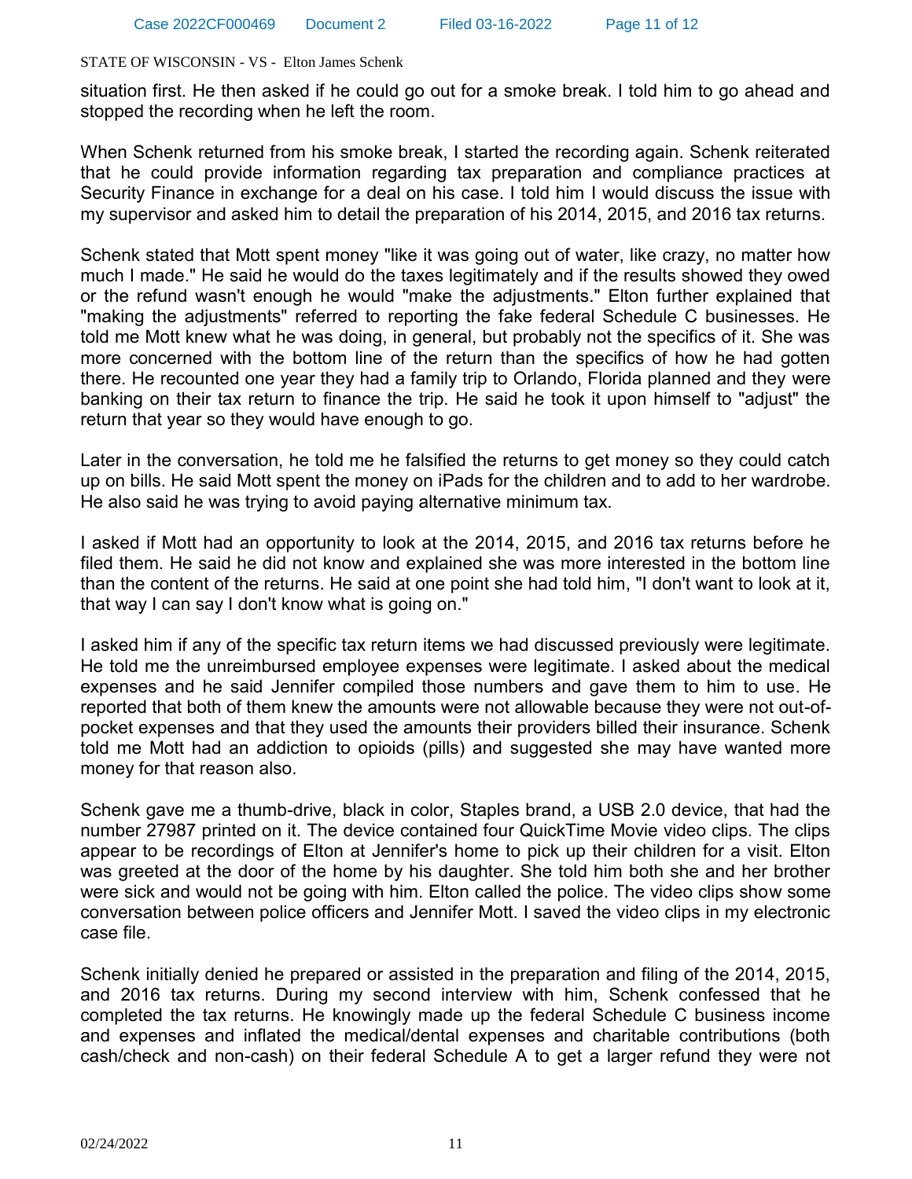situation first. He then asked if he could go out for a smoke break. I told him to go ahead and stopped the recording when he left the room.

When Schenk returned from his smoke break, I started the recording again. Schenk reiterated that he could provide information regarding tax preparation and compliance practices at Security Finance in exchange for a deal on his case. I told him I would discuss the issue with my supervisor and asked him to detail the preparation of his 2014, 2015, and 2016 tax returns.

Schenk stated that Mott spent money "like it was going out of water, like crazy, no matter how much I made." He said he would do the taxes legitimately and if the results showed they owed or the refund wasn't enough he would "make the adjustments." Elton further explained that "making the adjustments" referred to reporting the fake federal Schedule C businesses. He told me Mott knew what he was doing, in general, but probably not the specifics of it. She was more concerned with the bottom line of the return than the specifics of how he had gotten there. He recounted one year they had a family trip to Orlando, Florida planned and they were banking on their tax return to finance the trip. He said he took it upon himself to "adjust" the return that year so they would have enough to go.

Later in the conversation, he told me he falsified the returns to get money so they could catch up on bills. He said Mott spent the money on iPads for the children and to add to her wardrobe. He also said he was trying to avoid paying alternative minimum tax.

I asked if Mott had an opportunity to look at the 2014, 2015, and 2016 tax returns before he filed them. He said he did not know and explained she was more interested in the bottom line than the content of the returns. He said at one point she had told him, "I don't want to look at it, that way I can say I don't know what is going on."

I asked him if any of the specific tax return items we had discussed previously were legitimate. He told me the unreimbursed employee expenses were legitimate. I asked about the medical expenses and he said Jennifer compiled those numbers and gave them to him to use. He reported that both of them knew the amounts were not allowable because they were not out-of-pocket expenses and that they used the amounts their providers billed their insurance. Schenk told me Mott had an addiction to opioids (pills) and suggested she may have wanted more money for that reason also.

Schenk gave me a thumb-drive, black in color, Staples brand, a USB 2.0 device, that had the number 27987 printed on it. The device contained four QuickTime Movie video clips. The clips appear to be recordings of Elton at Jennifer's home to pick up their children for a visit. Elton was greeted at the door of the home by his daughter. She told him both she and her brother were sick and would not be going with him. Elton called the police. The video clips show some conversation between police officers and Jennifer Mott. I saved the video clips in my electronic case file.

Schenk initially denied he prepared or assisted in the preparation and filing of the 2014, 2015, and 2016 tax returns. During my second interview with him, Schenk confessed that he completed the tax returns. He knowingly made up the federal Schedule C business income and expenses and inflated the medical/dental expenses and charitable contributions (both cash/check and non-cash) on their federal Schedule A to get a larger refund they were not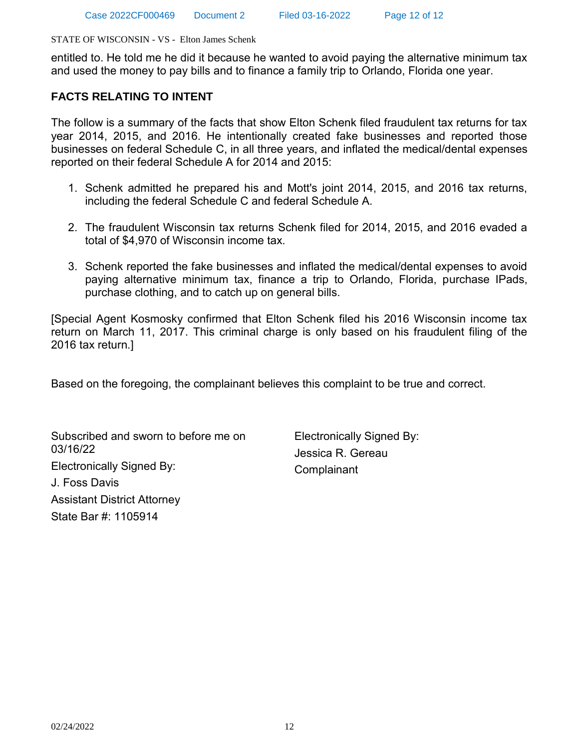entitled to. He told me he did it because he wanted to avoid paying the alternative minimum tax and used the money to pay bills and to finance a family trip to Orlando, Florida one year.

**FACTS RELATING TO INTENT**

The follow is a summary of the facts that show Elton Schenk filed fraudulent tax returns for tax year 2014, 2015, and 2016. He intentionally created fake businesses and reported those businesses on federal Schedule C, in all three years, and inflated the medical/dental expenses reported on their federal Schedule A for 2014 and 2015:

1. Schenk admitted he prepared his and Mott's joint 2014, 2015, and 2016 tax returns, including the federal Schedule C and federal Schedule A.
2. The fraudulent Wisconsin tax returns Schenk filed for 2014, 2015, and 2016 evaded a total of $4,970 of Wisconsin income tax.
3. Schenk reported the fake businesses and inflated the medical/dental expenses to avoid paying alternative minimum tax, finance a trip to Orlando, Florida, purchase IPads, purchase clothing, and to catch up on general bills.

[Special Agent Kosmosky confirmed that Elton Schenk filed his 2016 Wisconsin income tax return on March 11, 2017. This criminal charge is only based on his fraudulent filing of the 2016 tax return.]

Based on the foregoing, the complainant believes this complaint to be true and correct.

Subscribed and sworn to before me on 03/16/22
Electronically Signed By:
J. Foss Davis
Assistant District Attorney
State Bar #: 1105914

Electronically Signed By:
Jessica R. Gereau
Complainant